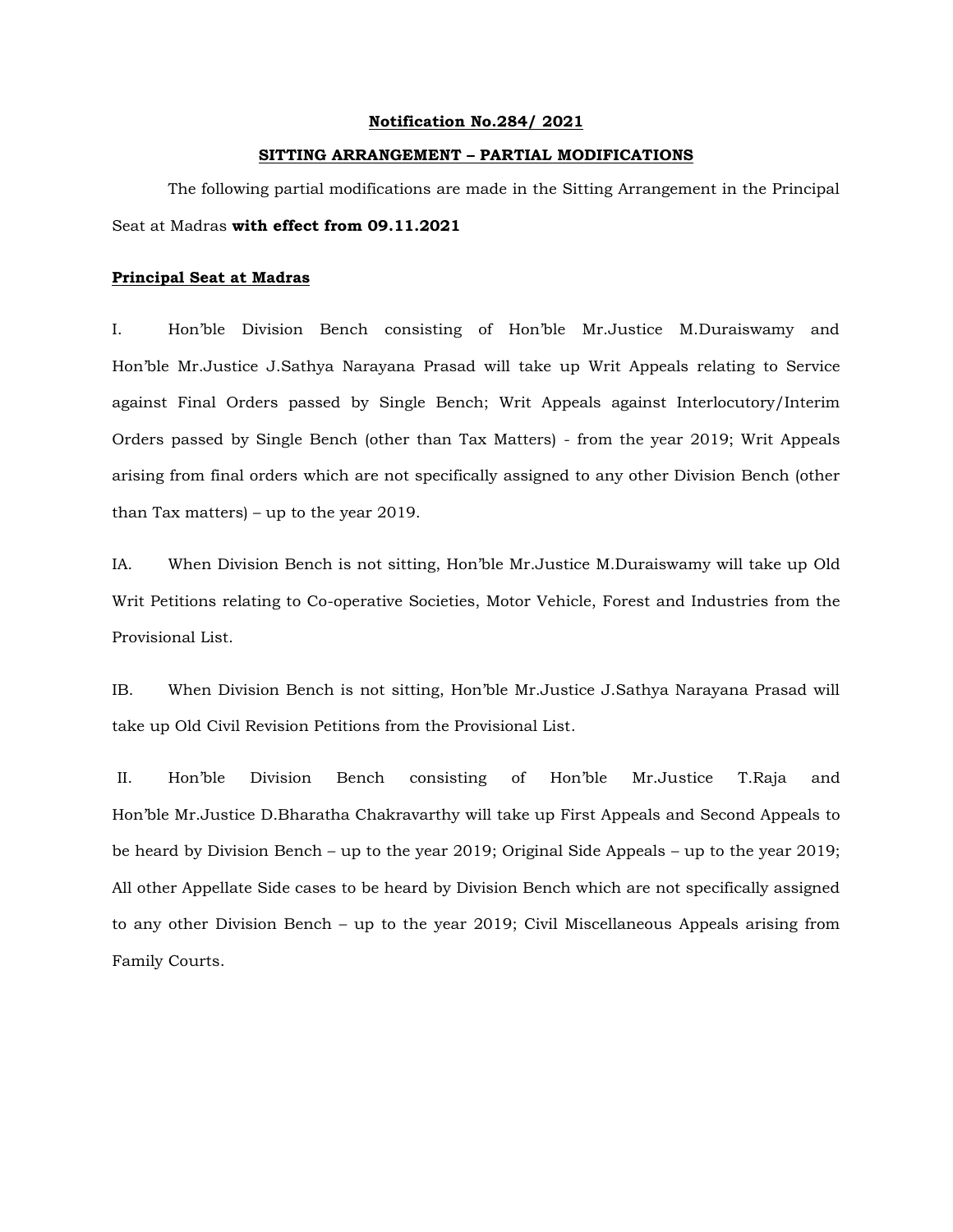**Notification No.284/ 2021**

**SITTING ARRANGEMENT – PARTIAL MODIFICATIONS**

The following partial modifications are made in the Sitting Arrangement in the Principal Seat at Madras **with effect from 09.11.2021**

**Principal Seat at Madras**

I. Hon'ble Division Bench consisting of Hon'ble Mr.Justice M.Duraiswamy and Hon'ble Mr.Justice J.Sathya Narayana Prasad will take up Writ Appeals relating to Service against Final Orders passed by Single Bench; Writ Appeals against Interlocutory/Interim Orders passed by Single Bench (other than Tax Matters) - from the year 2019; Writ Appeals arising from final orders which are not specifically assigned to any other Division Bench (other than Tax matters) – up to the year 2019.

IA. When Division Bench is not sitting, Hon'ble Mr.Justice M.Duraiswamy will take up Old Writ Petitions relating to Co-operative Societies, Motor Vehicle, Forest and Industries from the Provisional List.

IB. When Division Bench is not sitting, Hon'ble Mr.Justice J.Sathya Narayana Prasad will take up Old Civil Revision Petitions from the Provisional List.

II. Hon'ble Division Bench consisting of Hon'ble Mr.Justice T.Raja and Hon'ble Mr.Justice D.Bharatha Chakravarthy will take up First Appeals and Second Appeals to be heard by Division Bench – up to the year 2019; Original Side Appeals – up to the year 2019; All other Appellate Side cases to be heard by Division Bench which are not specifically assigned to any other Division Bench – up to the year 2019; Civil Miscellaneous Appeals arising from Family Courts.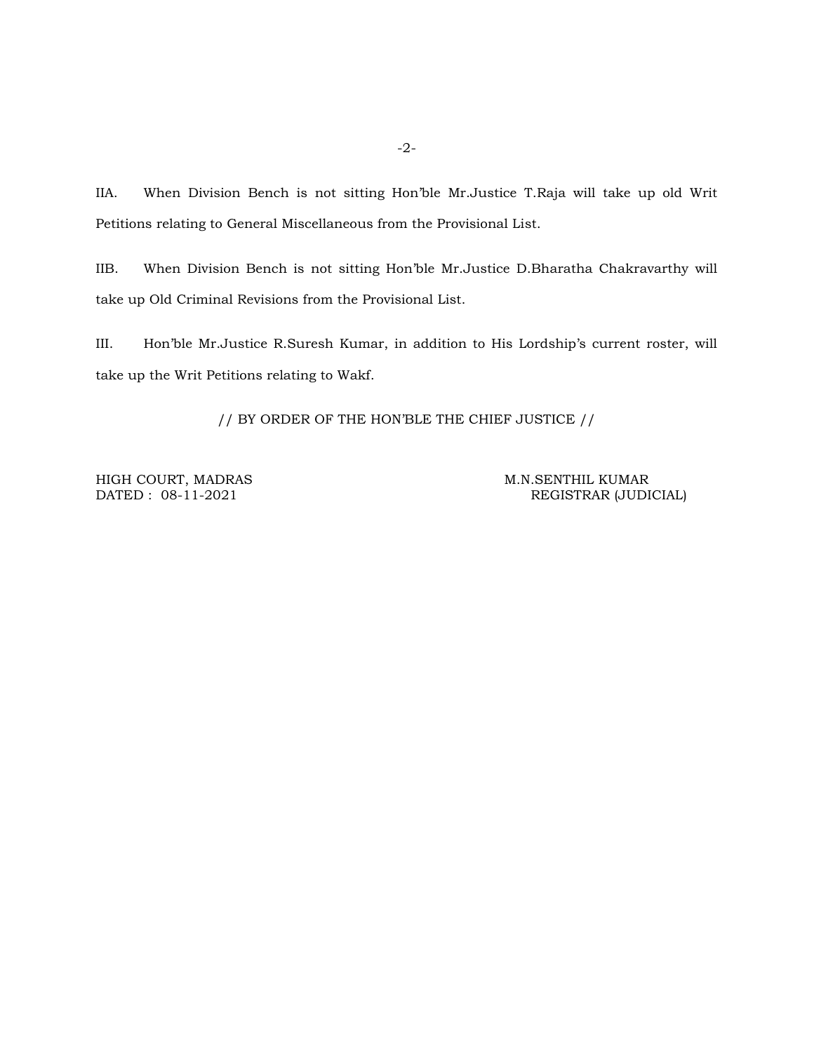IIA. When Division Bench is not sitting Hon'ble Mr.Justice T.Raja will take up old Writ Petitions relating to General Miscellaneous from the Provisional List.

IIB. When Division Bench is not sitting Hon'ble Mr.Justice D.Bharatha Chakravarthy will take up Old Criminal Revisions from the Provisional List.

III. Hon'ble Mr.Justice R.Suresh Kumar, in addition to His Lordship's current roster, will take up the Writ Petitions relating to Wakf.

// BY ORDER OF THE HON'BLE THE CHIEF JUSTICE //

HIGH COURT, MADRAS
DATED : 08-11-2021

M.N.SENTHIL KUMAR
REGISTRAR (JUDICIAL)